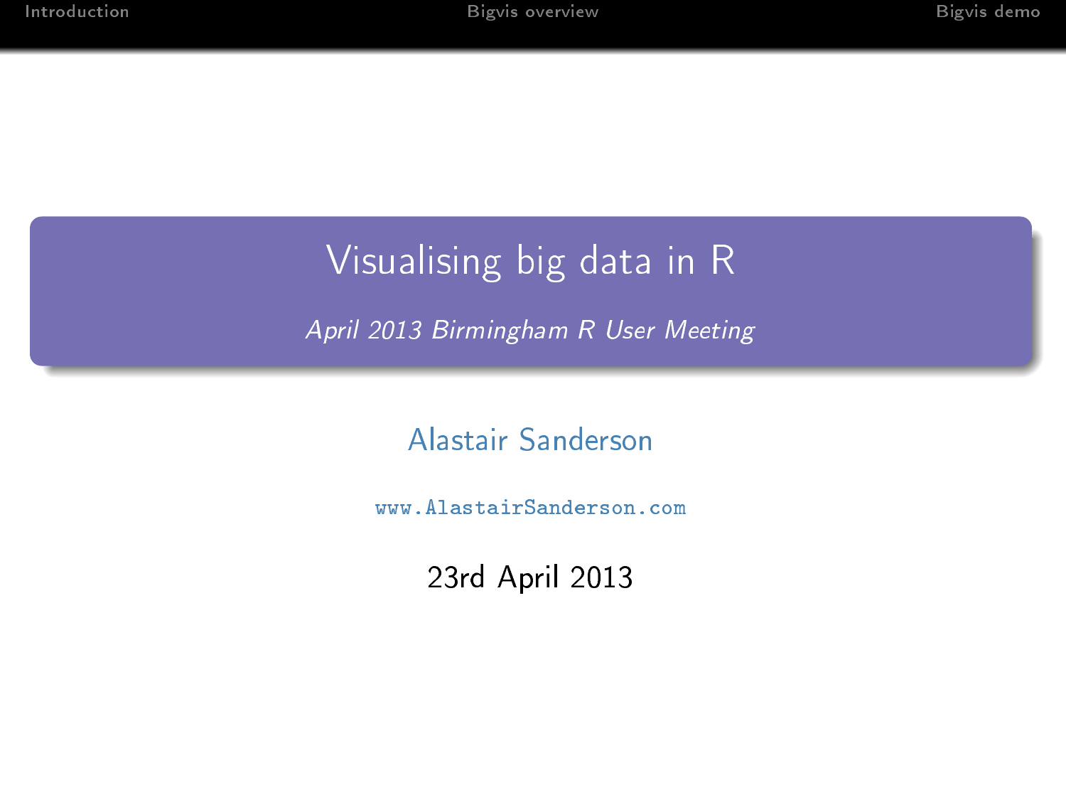# Visualising big data in R

*April 2013 Birmingham R User Meeting*

Alastair Sanderson

www.AlastairSanderson.com

23rd April 2013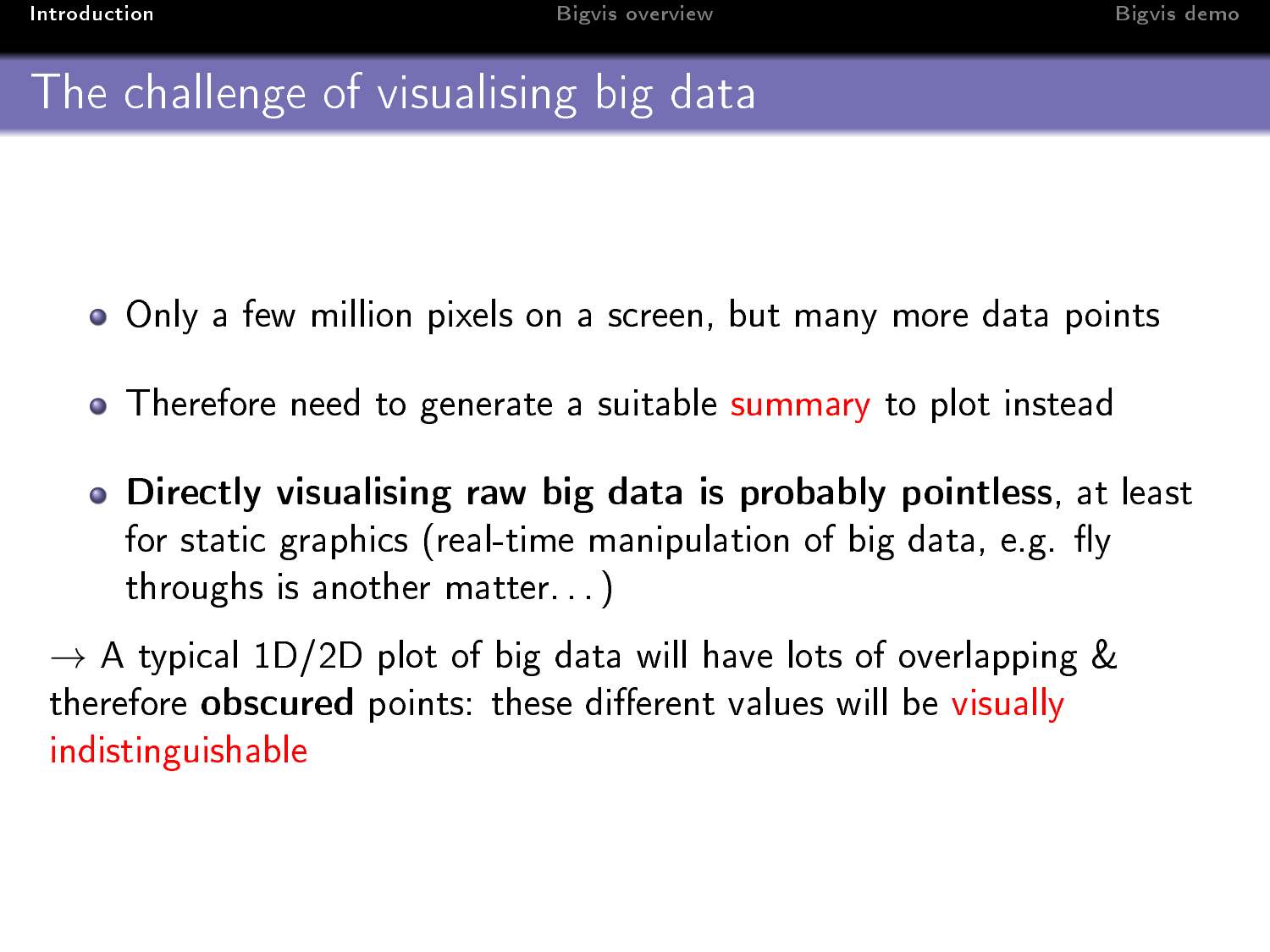# The challenge of visualising big data

- Only a few million pixels on a screen, but many more data points
- Therefore need to generate a suitable summary to plot instead
- **Directly visualising raw big data is probably pointless**, at least for static graphics (real-time manipulation of big data, e.g. fly throughs is another matter...)

$\rightarrow$ A typical 1D/2D plot of big data will have lots of overlapping & therefore **obscured** points: these different values will be visually indistinguishable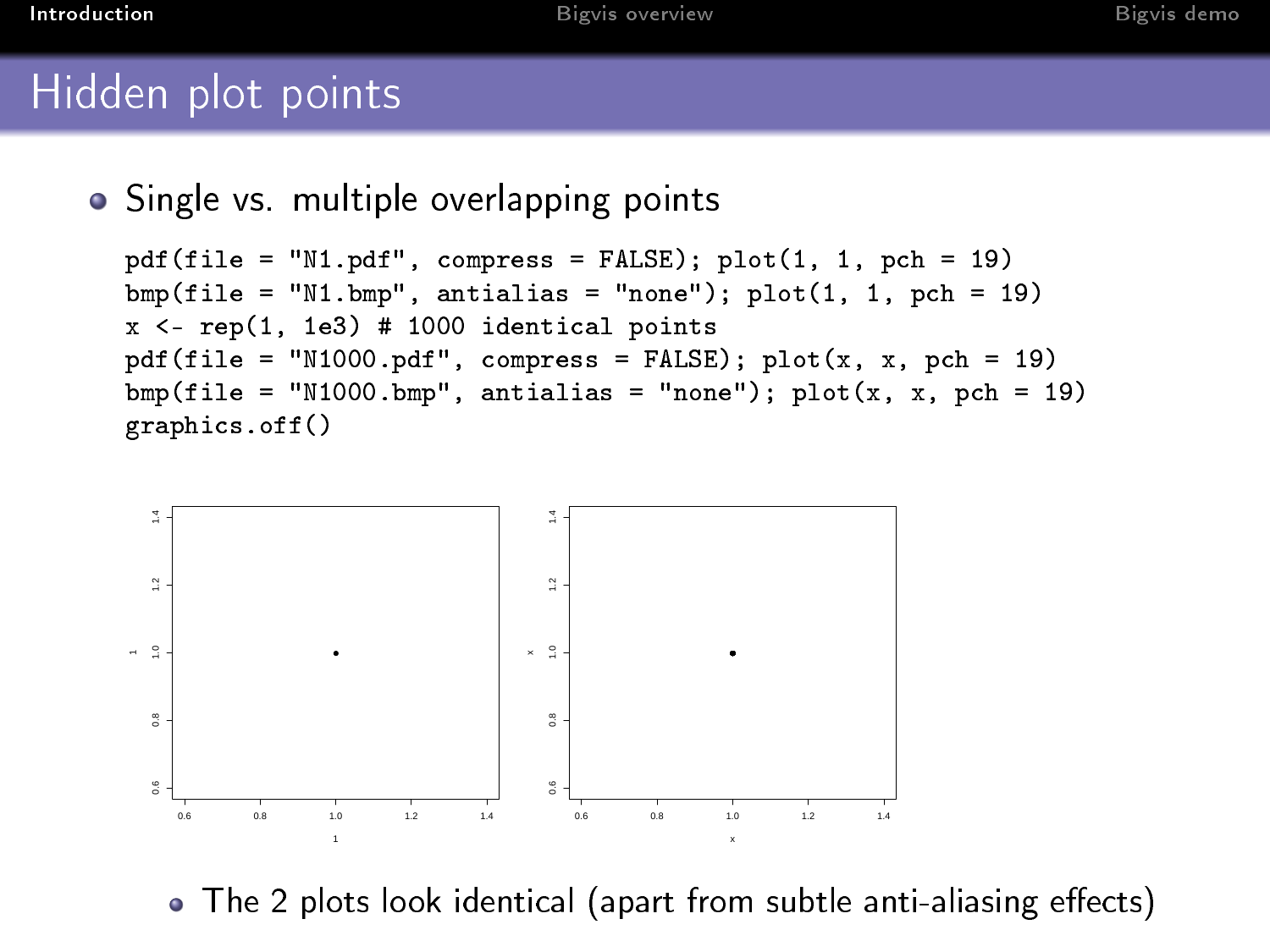# Hidden plot points

- Single vs. multiple overlapping points

```
pdf(file = "N1.pdf", compress = FALSE); plot(1, 1, pch = 19)
bmp(file = "N1.bmp", antialias = "none"); plot(1, 1, pch = 19)
x <- rep(1, 1e3) # 1000 identical points
pdf(file = "N1000.pdf", compress = FALSE); plot(x, x, pch = 19)
bmp(file = "N1000.bmp", antialias = "none"); plot(x, x, pch = 19)
graphics.off()
```

- The 2 plots look identical (apart from subtle anti-aliasing effects)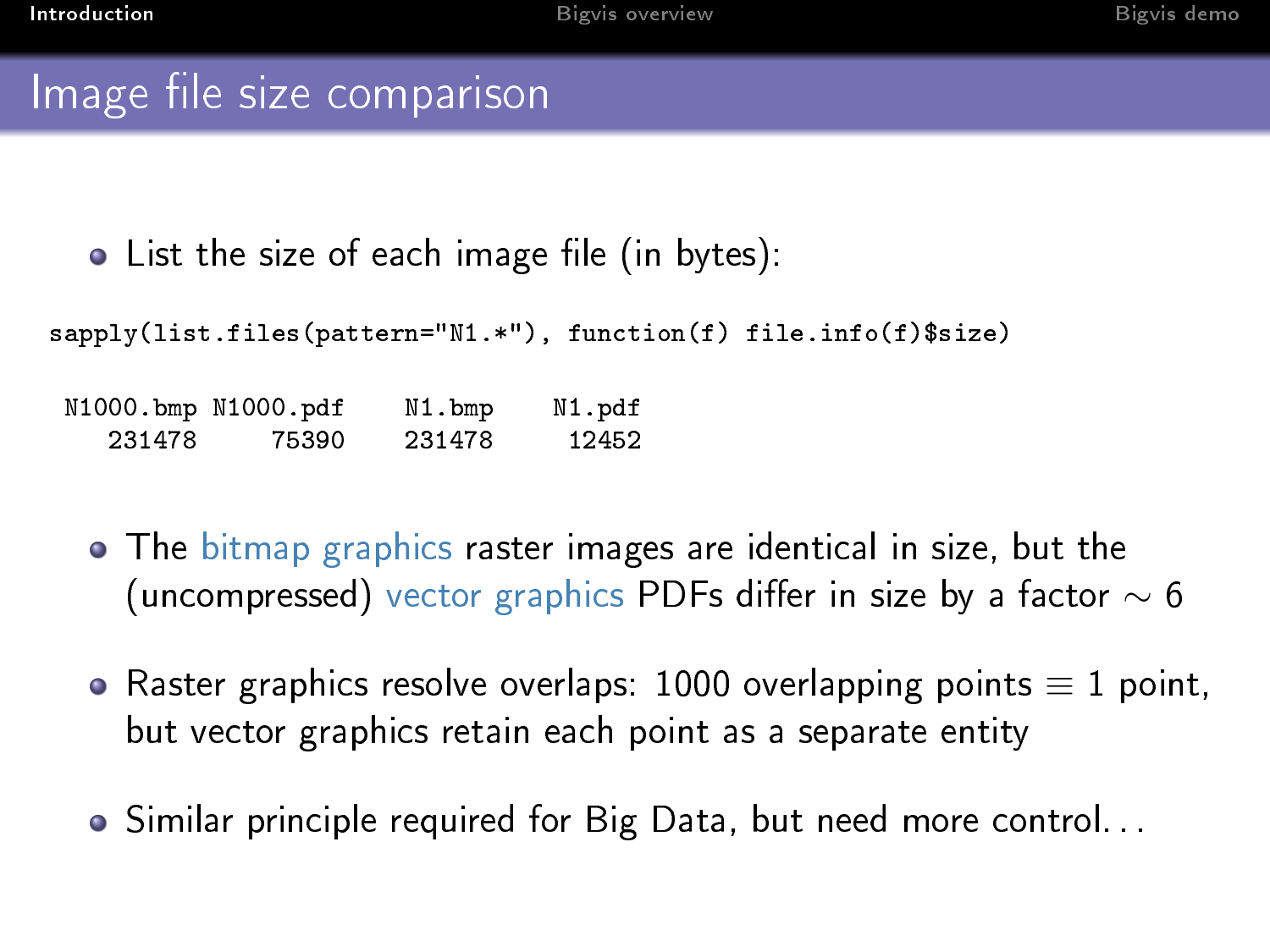# Image file size comparison

- List the size of each image file (in bytes):

```
sapply(list.files(pattern="N1.*"), function(f) file.info(f)$size)

 N1000.bmp N1000.pdf    N1.bmp    N1.pdf
    231478     75390    231478     12452
```

- The bitmap graphics raster images are identical in size, but the (uncompressed) vector graphics PDFs differ in size by a factor $\sim 6$
- Raster graphics resolve overlaps: 1000 overlapping points $\equiv$ 1 point, but vector graphics retain each point as a separate entity
- Similar principle required for Big Data, but need more control...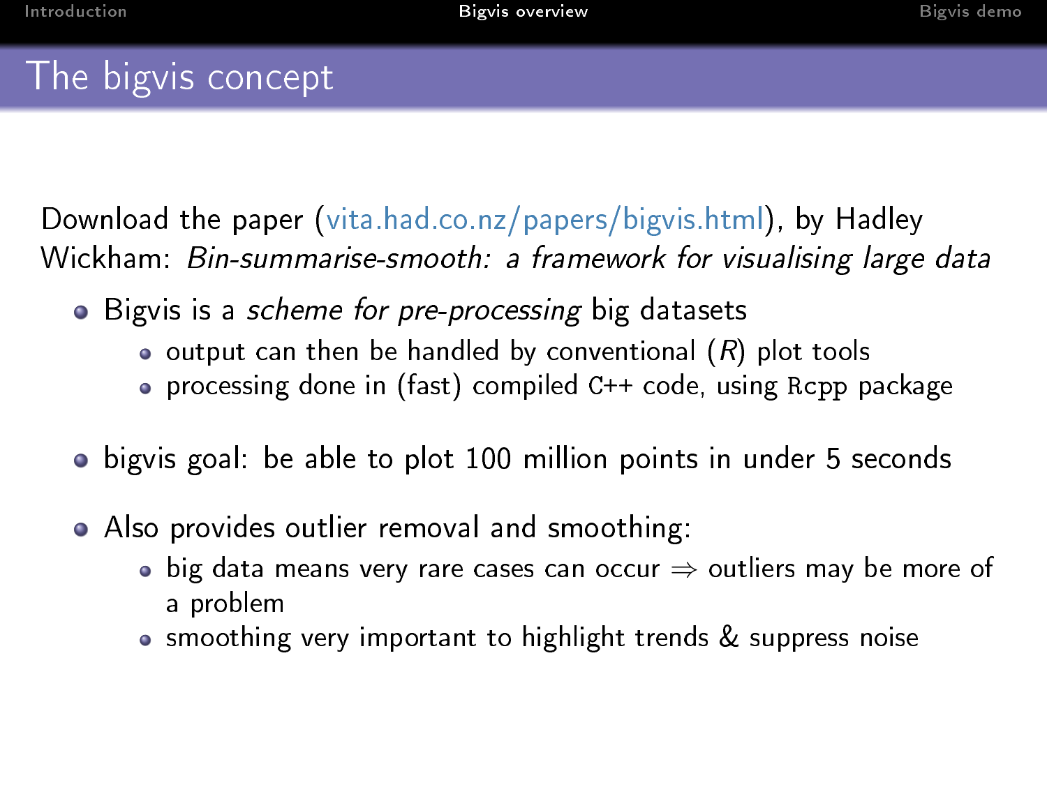# The bigvis concept

Download the paper (vita.had.co.nz/papers/bigvis.html), by Hadley Wickham: *Bin-summarise-smooth: a framework for visualising large data*

- Bigvis is a *scheme for pre-processing* big datasets
  - output can then be handled by conventional (*R*) plot tools
  - processing done in (fast) compiled `C++` code, using `Rcpp` package

- bigvis goal: be able to plot 100 million points in under 5 seconds

- Also provides outlier removal and smoothing:
  - big data means very rare cases can occur $\Rightarrow$ outliers may be more of a problem
  - smoothing very important to highlight trends & suppress noise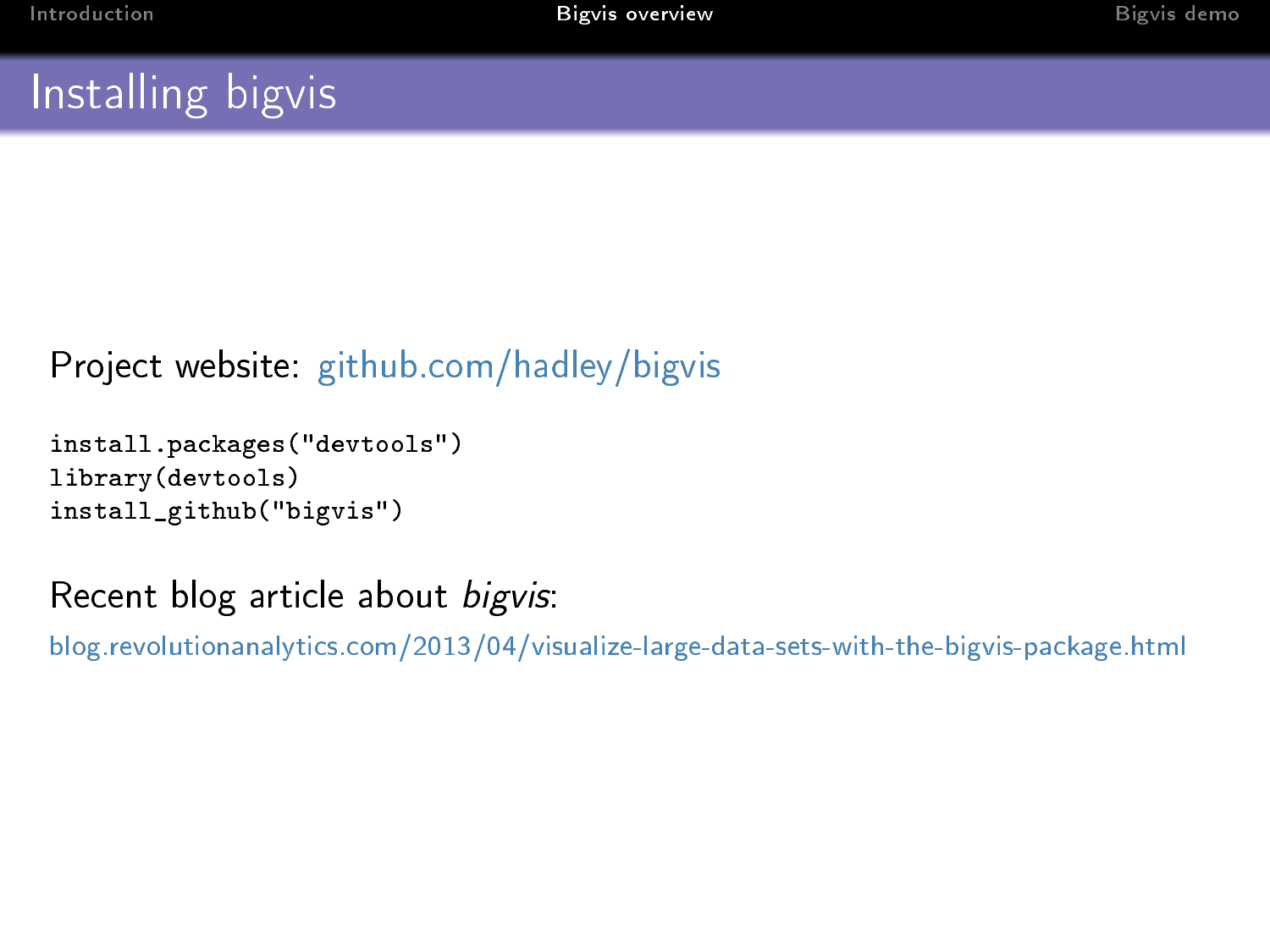# Installing bigvis

Project website: github.com/hadley/bigvis

```
install.packages("devtools")
library(devtools)
install_github("bigvis")
```

Recent blog article about *bigvis*:

blog.revolutionanalytics.com/2013/04/visualize-large-data-sets-with-the-bigvis-package.html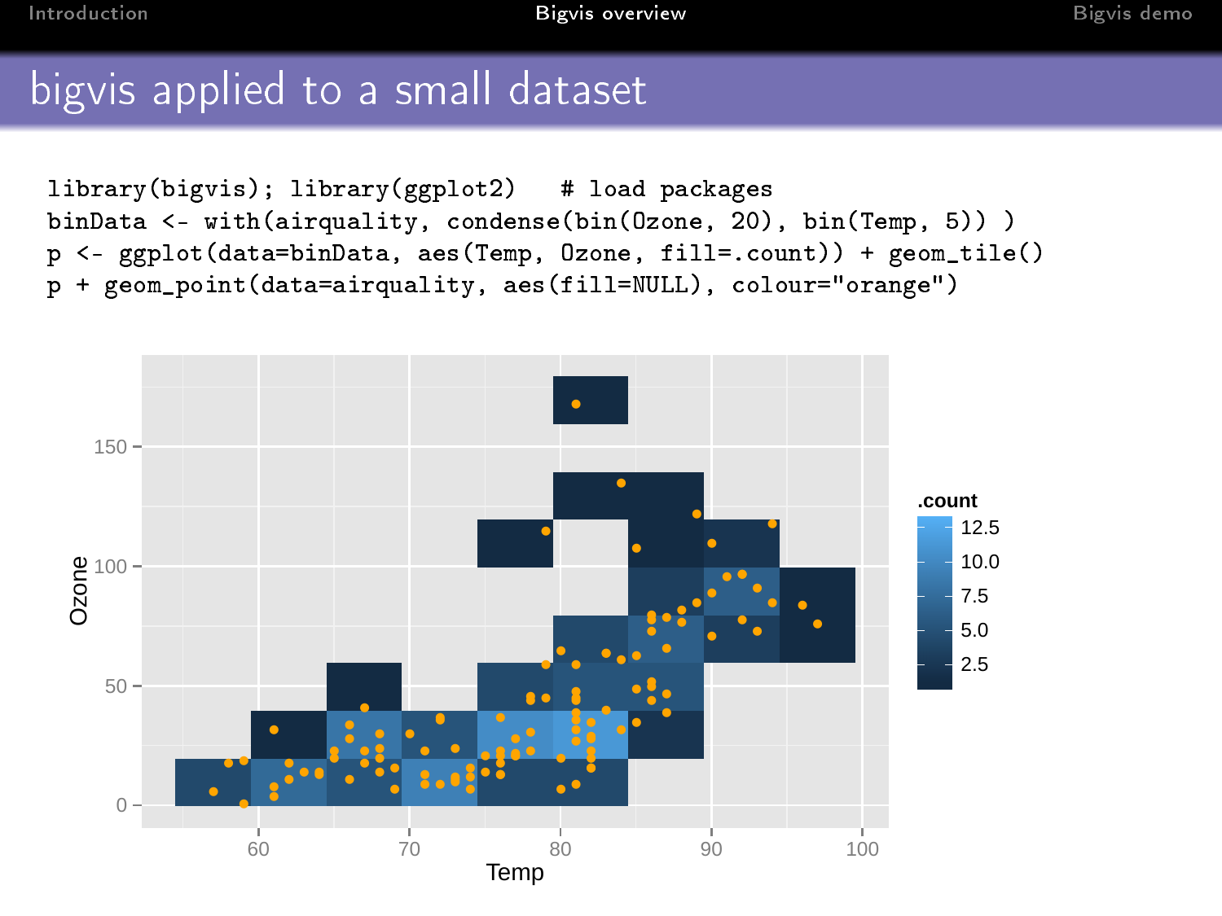# bigvis applied to a small dataset

```
library(bigvis); library(ggplot2)   # load packages
binData <- with(airquality, condense(bin(Ozone, 20), bin(Temp, 5)) )
p <- ggplot(data=binData, aes(Temp, Ozone, fill=.count)) + geom_tile()
p + geom_point(data=airquality, aes(fill=NULL), colour="orange")
```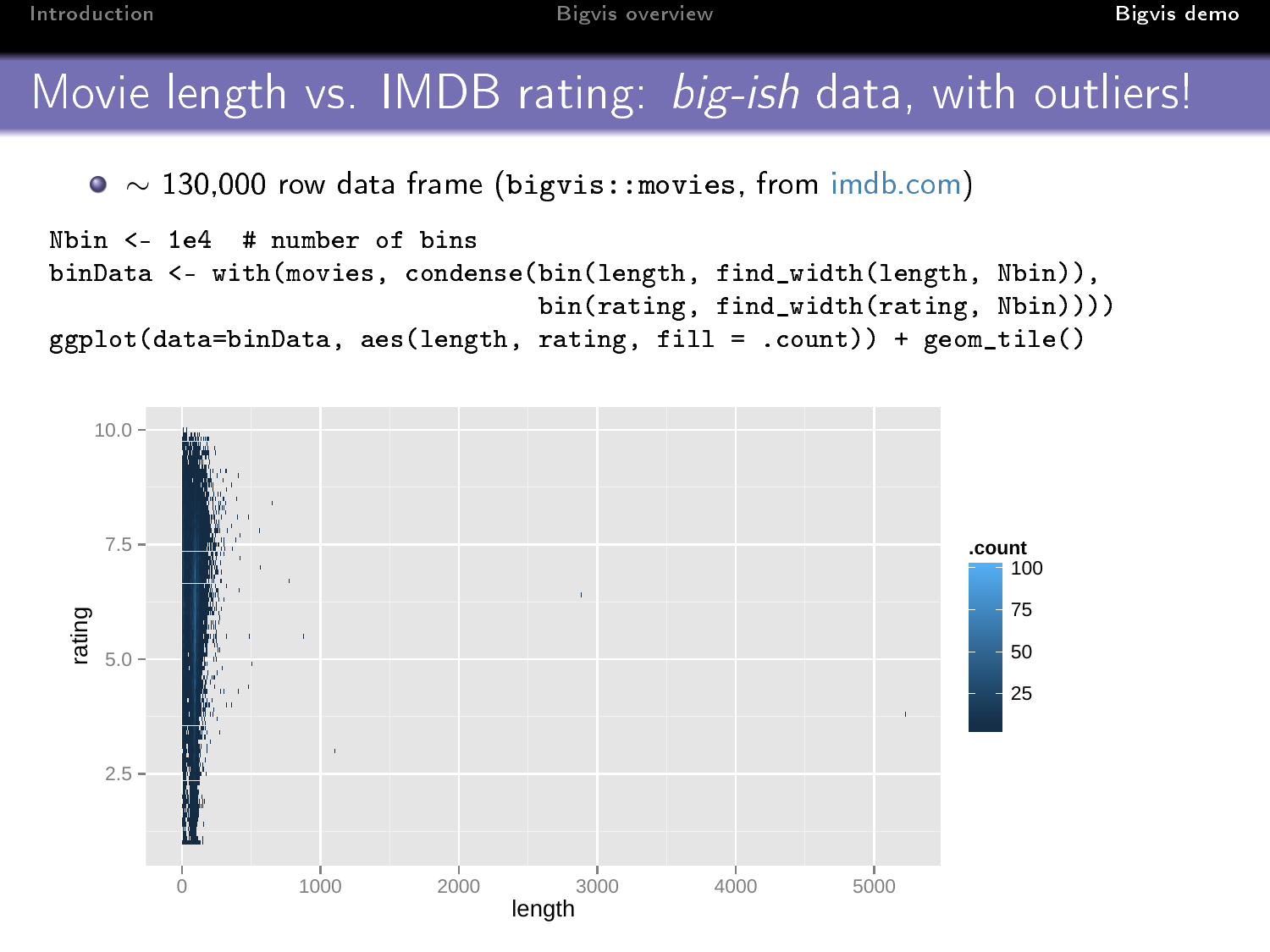# Movie length vs. IMDB rating: *big-ish* data, with outliers!

- ~ 130,000 row data frame (bigvis::movies, from imdb.com)

```
Nbin <- 1e4  # number of bins
binData <- with(movies, condense(bin(length, find_width(length, Nbin)),
                                 bin(rating, find_width(rating, Nbin))))
ggplot(data=binData, aes(length, rating, fill = .count)) + geom_tile()
```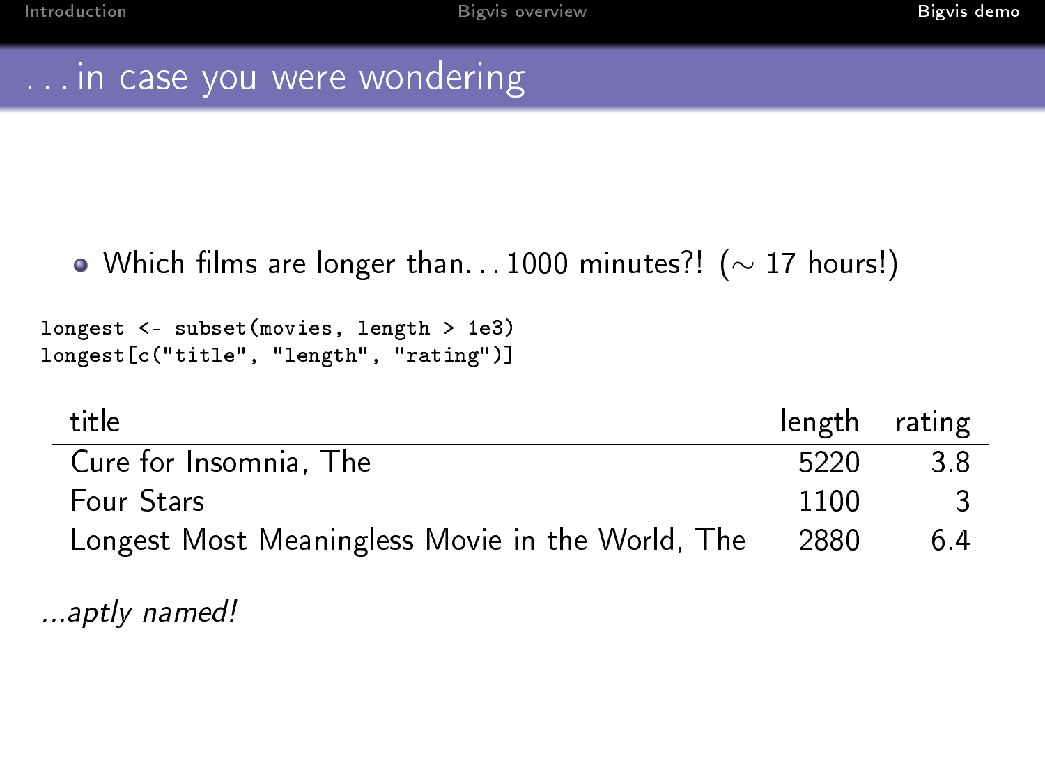# . . . in case you were wondering

- Which films are longer than. . . 1000 minutes?! ($\sim$ 17 hours!)

```
longest <- subset(movies, length > 1e3)
longest[c("title", "length", "rating")]
```

| title | length | rating |
|---|---|---|
| Cure for Insomnia, The | 5220 | 3.8 |
| Four Stars | 1100 | 3 |
| Longest Most Meaningless Movie in the World, The | 2880 | 6.4 |

*...aptly named!*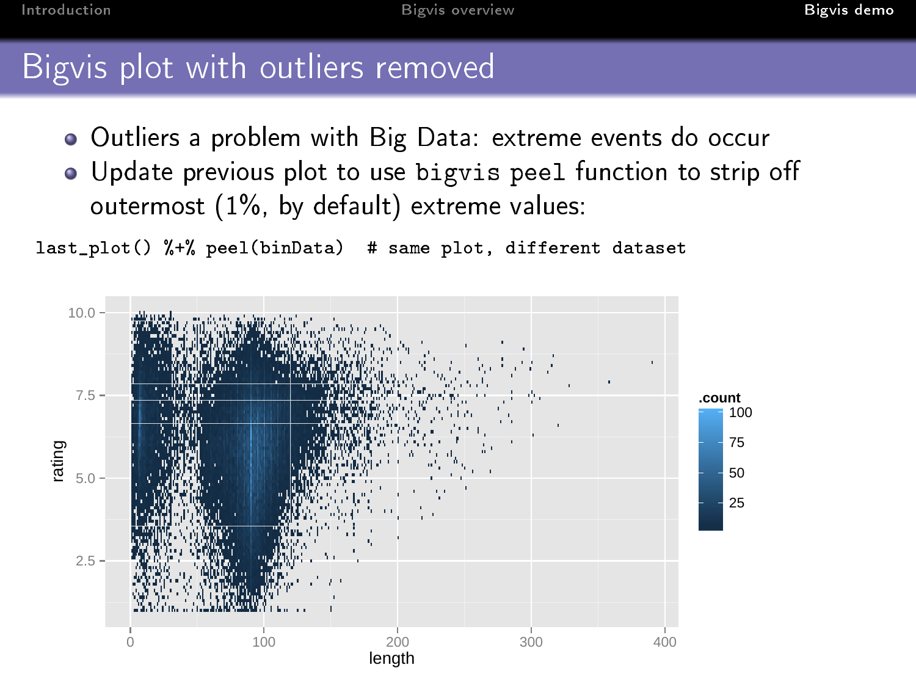# Bigvis plot with outliers removed

- Outliers a problem with Big Data: extreme events do occur
- Update previous plot to use bigvis peel function to strip off outermost (1%, by default) extreme values:

```
last_plot() %+% peel(binData)  # same plot, different dataset
```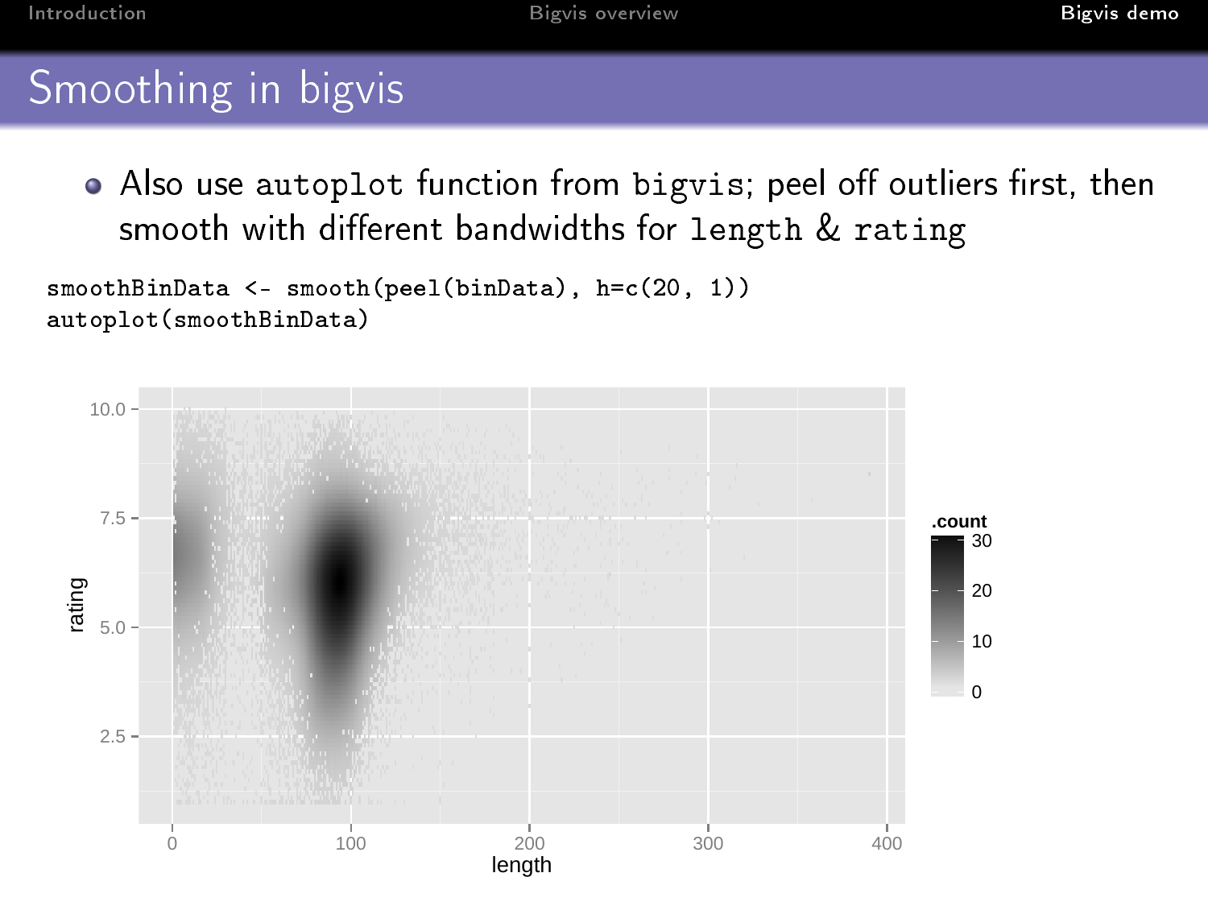# Smoothing in bigvis

- Also use `autoplot` function from `bigvis`; peel off outliers first, then smooth with different bandwidths for `length` & `rating`

```
smoothBinData <- smooth(peel(binData), h=c(20, 1))
autoplot(smoothBinData)
```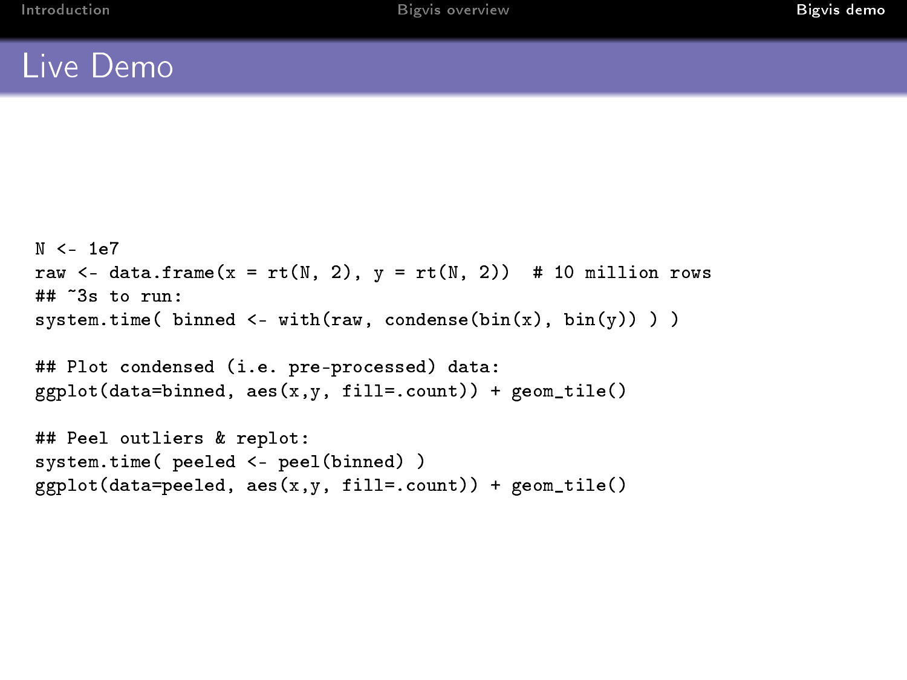# Live Demo

```
N <- 1e7
raw <- data.frame(x = rt(N, 2), y = rt(N, 2))  # 10 million rows
## ~3s to run:
system.time( binned <- with(raw, condense(bin(x), bin(y)) ) )

## Plot condensed (i.e. pre-processed) data:
ggplot(data=binned, aes(x,y, fill=.count)) + geom_tile()

## Peel outliers & replot:
system.time( peeled <- peel(binned) )
ggplot(data=peeled, aes(x,y, fill=.count)) + geom_tile()
```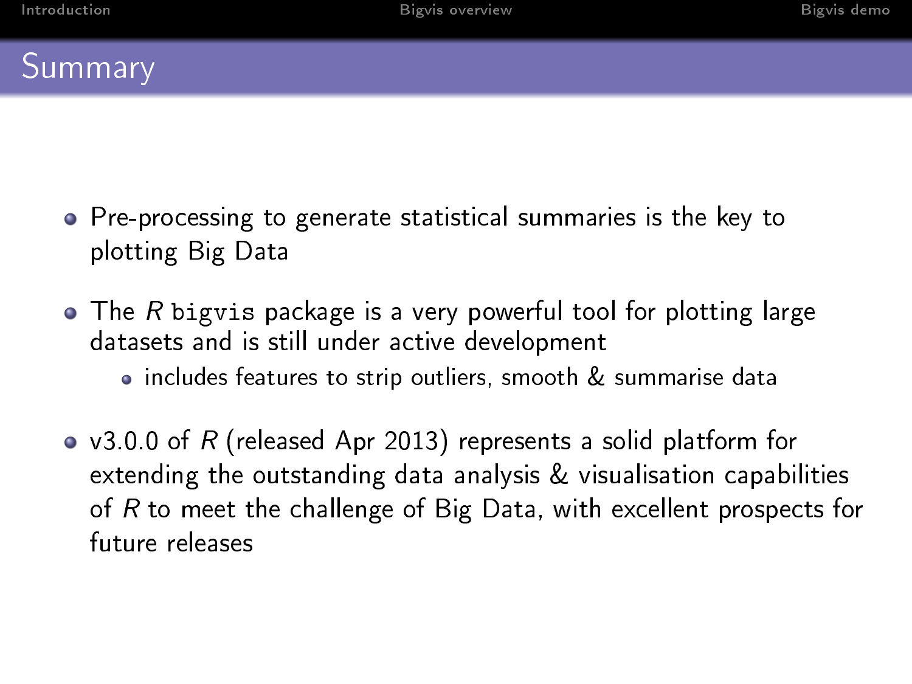# Summary

- Pre-processing to generate statistical summaries is the key to plotting Big Data
- The *R* `bigvis` package is a very powerful tool for plotting large datasets and is still under active development
  - includes features to strip outliers, smooth & summarise data
- v3.0.0 of *R* (released Apr 2013) represents a solid platform for extending the outstanding data analysis & visualisation capabilities of *R* to meet the challenge of Big Data, with excellent prospects for future releases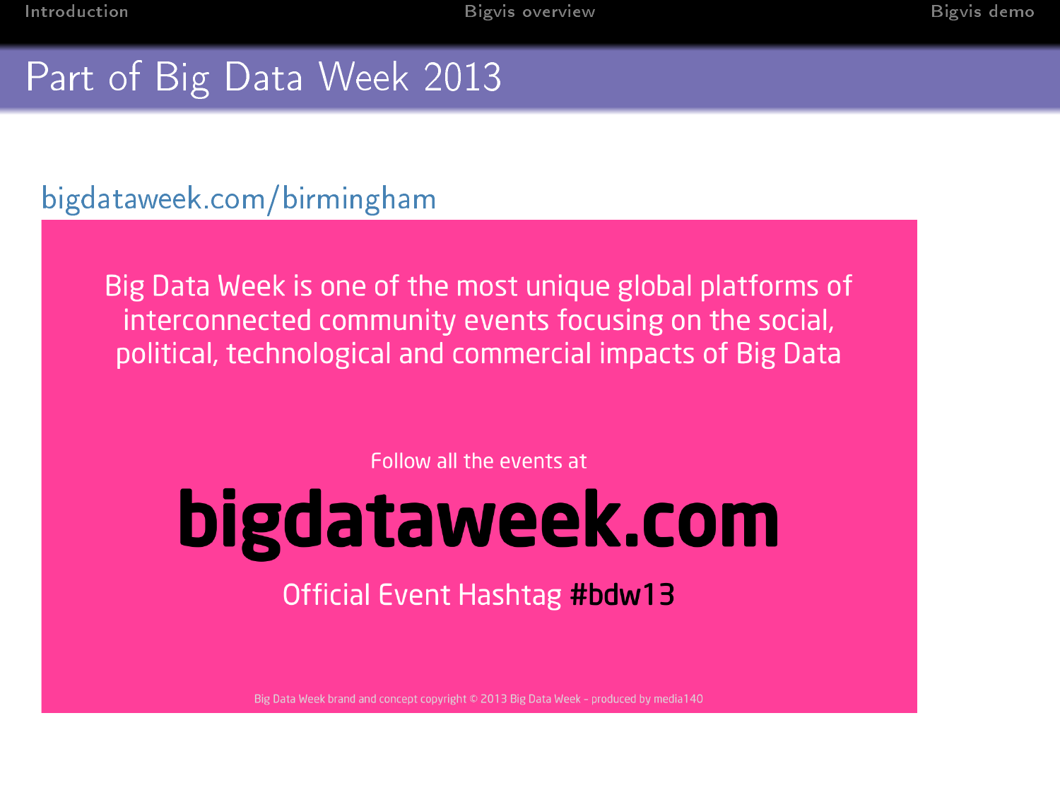# Part of Big Data Week 2013

bigdataweek.com/birmingham

Big Data Week is one of the most unique global platforms of interconnected community events focusing on the social, political, technological and commercial impacts of Big Data

Follow all the events at

**bigdataweek.com**

Official Event Hashtag **#bdw13**

Big Data Week brand and concept copyright © 2013 Big Data Week - produced by media140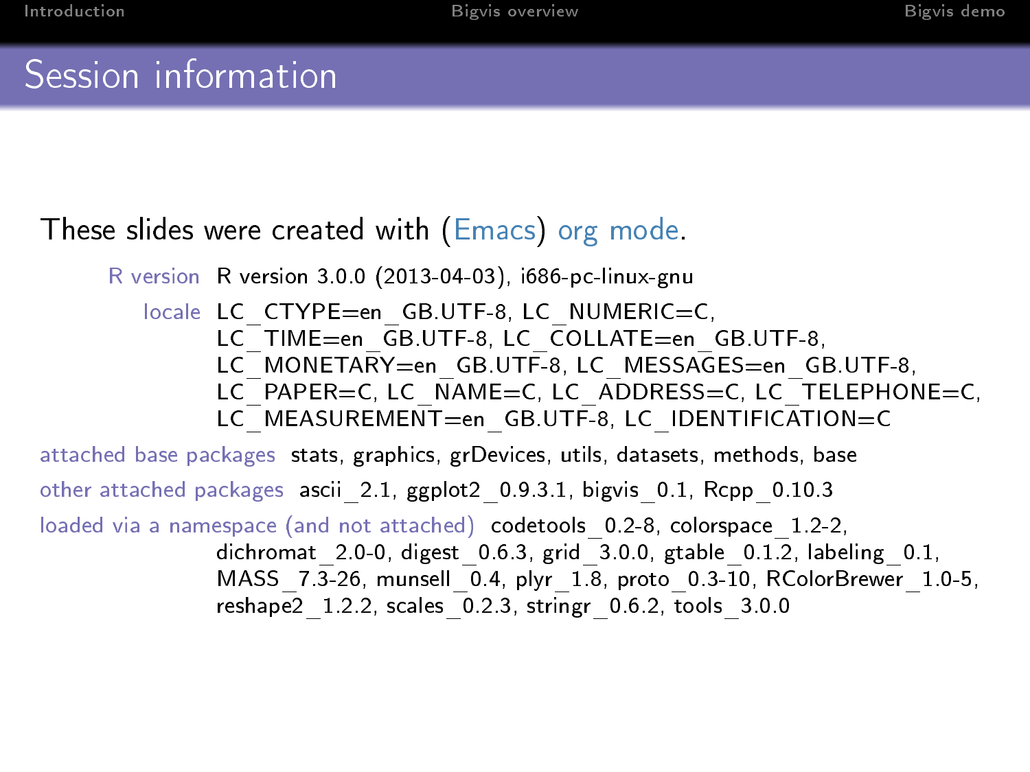# Session information

These slides were created with (Emacs) org mode.

R version
: R version 3.0.0 (2013-04-03), i686-pc-linux-gnu

locale
: LC_CTYPE=en_GB.UTF-8, LC_NUMERIC=C, LC_TIME=en_GB.UTF-8, LC_COLLATE=en_GB.UTF-8, LC_MONETARY=en_GB.UTF-8, LC_MESSAGES=en_GB.UTF-8, LC_PAPER=C, LC_NAME=C, LC_ADDRESS=C, LC_TELEPHONE=C, LC_MEASUREMENT=en_GB.UTF-8, LC_IDENTIFICATION=C

attached base packages
: stats, graphics, grDevices, utils, datasets, methods, base

other attached packages
: ascii_2.1, ggplot2_0.9.3.1, bigvis_0.1, Rcpp_0.10.3

loaded via a namespace (and not attached)
: codetools_0.2-8, colorspace_1.2-2, dichromat_2.0-0, digest_0.6.3, grid_3.0.0, gtable_0.1.2, labeling_0.1, MASS_7.3-26, munsell_0.4, plyr_1.8, proto_0.3-10, RColorBrewer_1.0-5, reshape2_1.2.2, scales_0.2.3, stringr_0.6.2, tools_3.0.0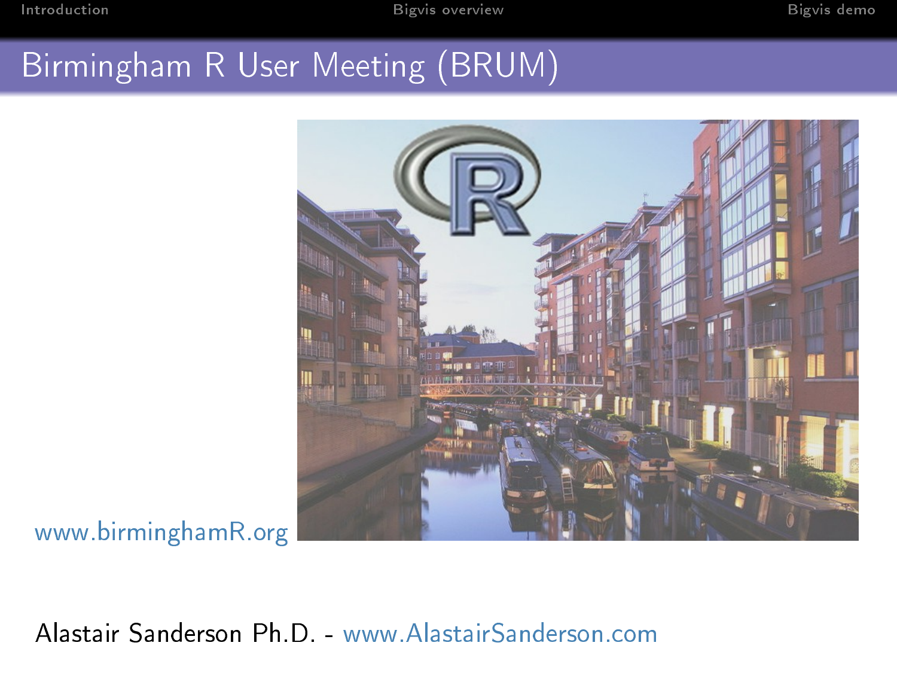# Birmingham R User Meeting (BRUM)

www.birminghamR.org

Alastair Sanderson Ph.D. - www.AlastairSanderson.com